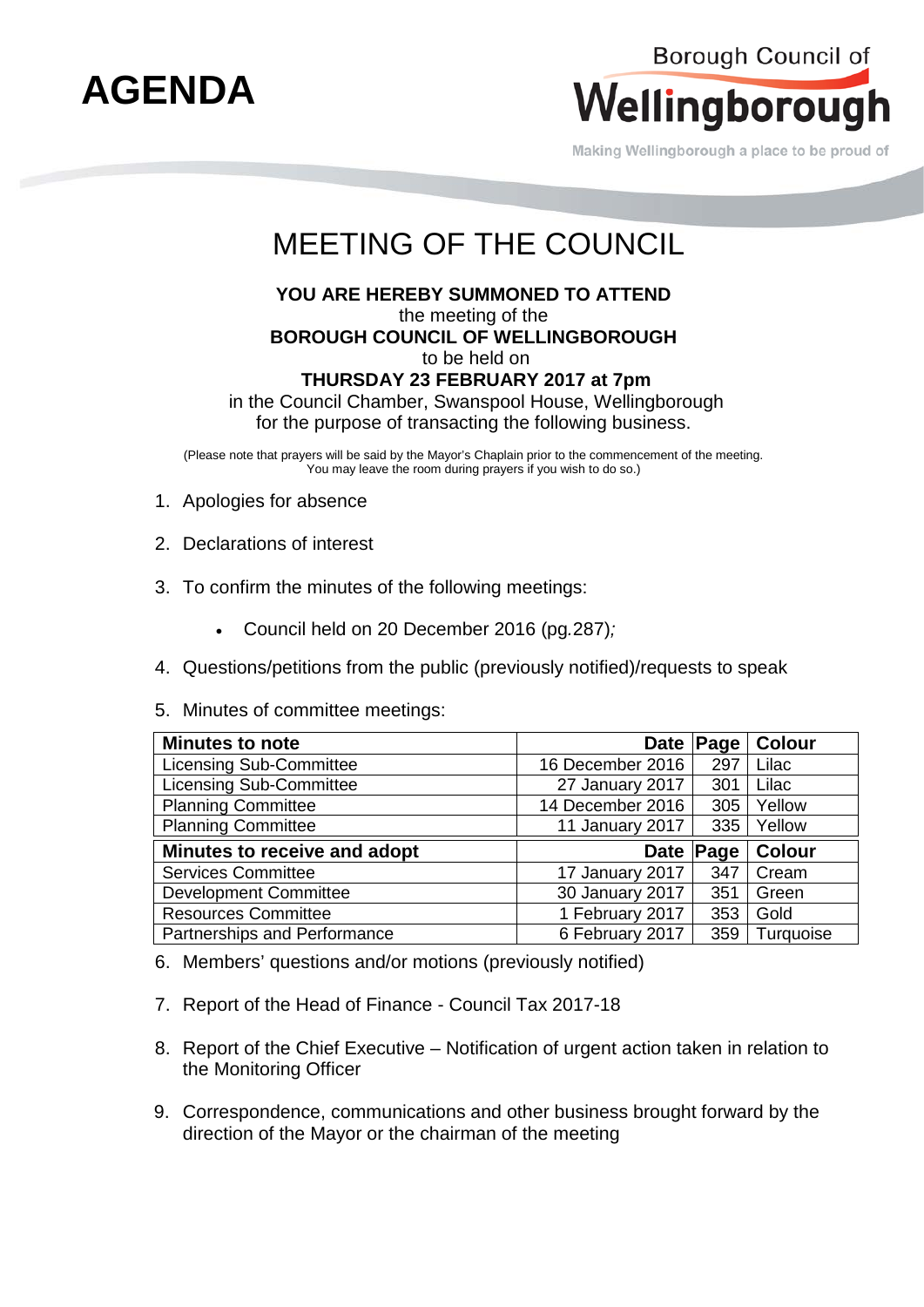# AGENDA

Borough Council of
**Wellingborough**
Making Wellingborough a place to be proud of

## MEETING OF THE COUNCIL

**YOU ARE HEREBY SUMMONED TO ATTEND**
the meeting of the
**BOROUGH COUNCIL OF WELLINGBOROUGH**
to be held on
**THURSDAY 23 FEBRUARY 2017 at 7pm**
in the Council Chamber, Swanspool House, Wellingborough
for the purpose of transacting the following business.

(Please note that prayers will be said by the Mayor's Chaplain prior to the commencement of the meeting. You may leave the room during prayers if you wish to do so.)

1. Apologies for absence

2. Declarations of interest

3. To confirm the minutes of the following meetings:

   - Council held on 20 December 2016 (pg.287);

4. Questions/petitions from the public (previously notified)/requests to speak

5. Minutes of committee meetings:

| **Minutes to note** | **Date** | **Page** | **Colour** |
|---|---|---|---|
| Licensing Sub-Committee | 16 December 2016 | 297 | Lilac |
| Licensing Sub-Committee | 27 January 2017 | 301 | Lilac |
| Planning Committee | 14 December 2016 | 305 | Yellow |
| Planning Committee | 11 January 2017 | 335 | Yellow |
| **Minutes to receive and adopt** | **Date** | **Page** | **Colour** |
| Services Committee | 17 January 2017 | 347 | Cream |
| Development Committee | 30 January 2017 | 351 | Green |
| Resources Committee | 1 February 2017 | 353 | Gold |
| Partnerships and Performance | 6 February 2017 | 359 | Turquoise |

6. Members' questions and/or motions (previously notified)

7. Report of the Head of Finance - Council Tax 2017-18

8. Report of the Chief Executive – Notification of urgent action taken in relation to the Monitoring Officer

9. Correspondence, communications and other business brought forward by the direction of the Mayor or the chairman of the meeting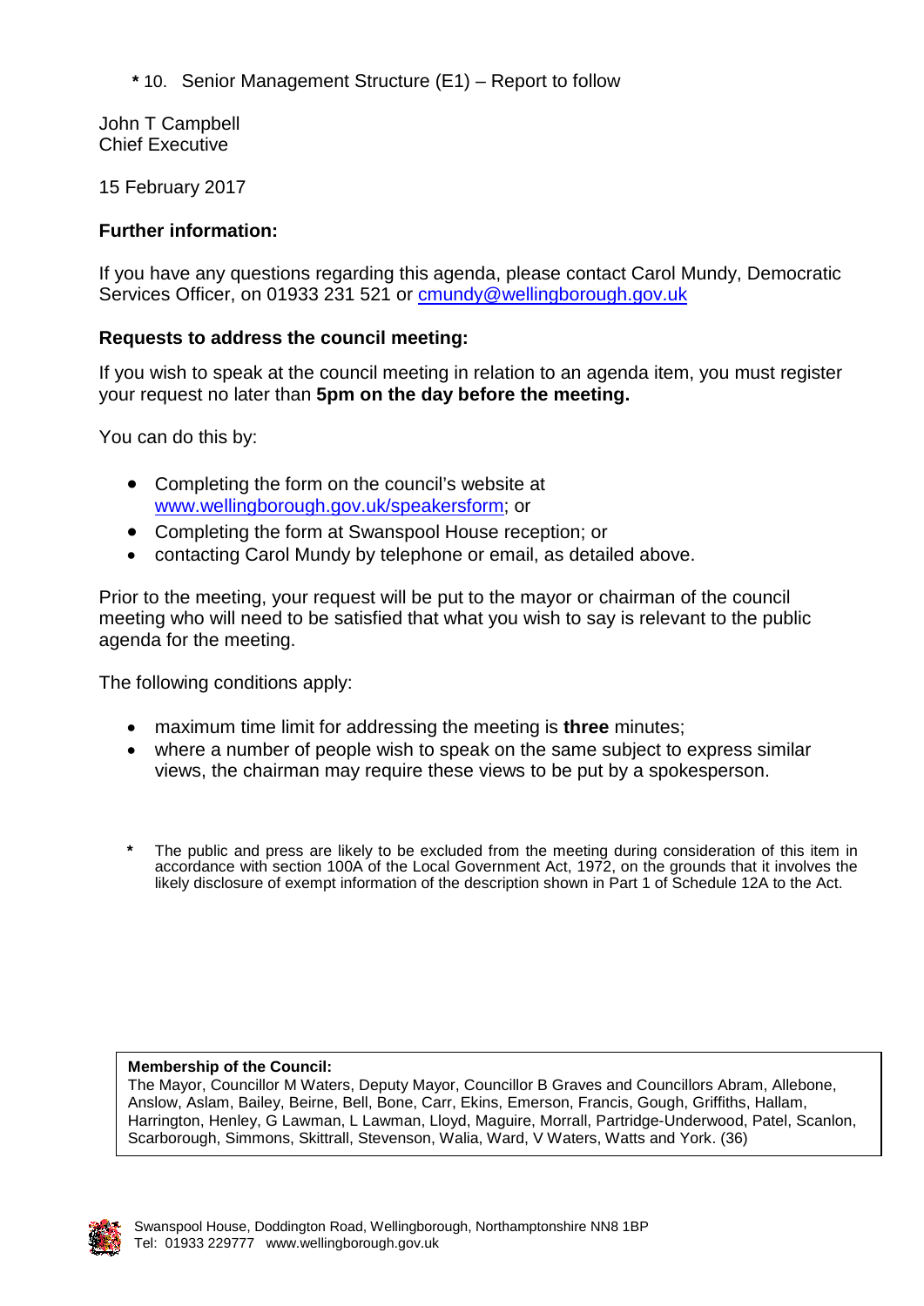**\*** 10. Senior Management Structure (E1) – Report to follow

John T Campbell
Chief Executive

15 February 2017

**Further information:**

If you have any questions regarding this agenda, please contact Carol Mundy, Democratic Services Officer, on 01933 231 521 or cmundy@wellingborough.gov.uk

**Requests to address the council meeting:**

If you wish to speak at the council meeting in relation to an agenda item, you must register your request no later than **5pm on the day before the meeting.**

You can do this by:

- Completing the form on the council's website at www.wellingborough.gov.uk/speakersform; or
- Completing the form at Swanspool House reception; or
- contacting Carol Mundy by telephone or email, as detailed above.

Prior to the meeting, your request will be put to the mayor or chairman of the council meeting who will need to be satisfied that what you wish to say is relevant to the public agenda for the meeting.

The following conditions apply:

- maximum time limit for addressing the meeting is **three** minutes;
- where a number of people wish to speak on the same subject to express similar views, the chairman may require these views to be put by a spokesperson.

**\*** The public and press are likely to be excluded from the meeting during consideration of this item in accordance with section 100A of the Local Government Act, 1972, on the grounds that it involves the likely disclosure of exempt information of the description shown in Part 1 of Schedule 12A to the Act.

**Membership of the Council:**
The Mayor, Councillor M Waters, Deputy Mayor, Councillor B Graves and Councillors Abram, Allebone, Anslow, Aslam, Bailey, Beirne, Bell, Bone, Carr, Ekins, Emerson, Francis, Gough, Griffiths, Hallam, Harrington, Henley, G Lawman, L Lawman, Lloyd, Maguire, Morrall, Partridge-Underwood, Patel, Scanlon, Scarborough, Simmons, Skittrall, Stevenson, Walia, Ward, V Waters, Watts and York. (36)

Swanspool House, Doddington Road, Wellingborough, Northamptonshire NN8 1BP
Tel: 01933 229777 www.wellingborough.gov.uk